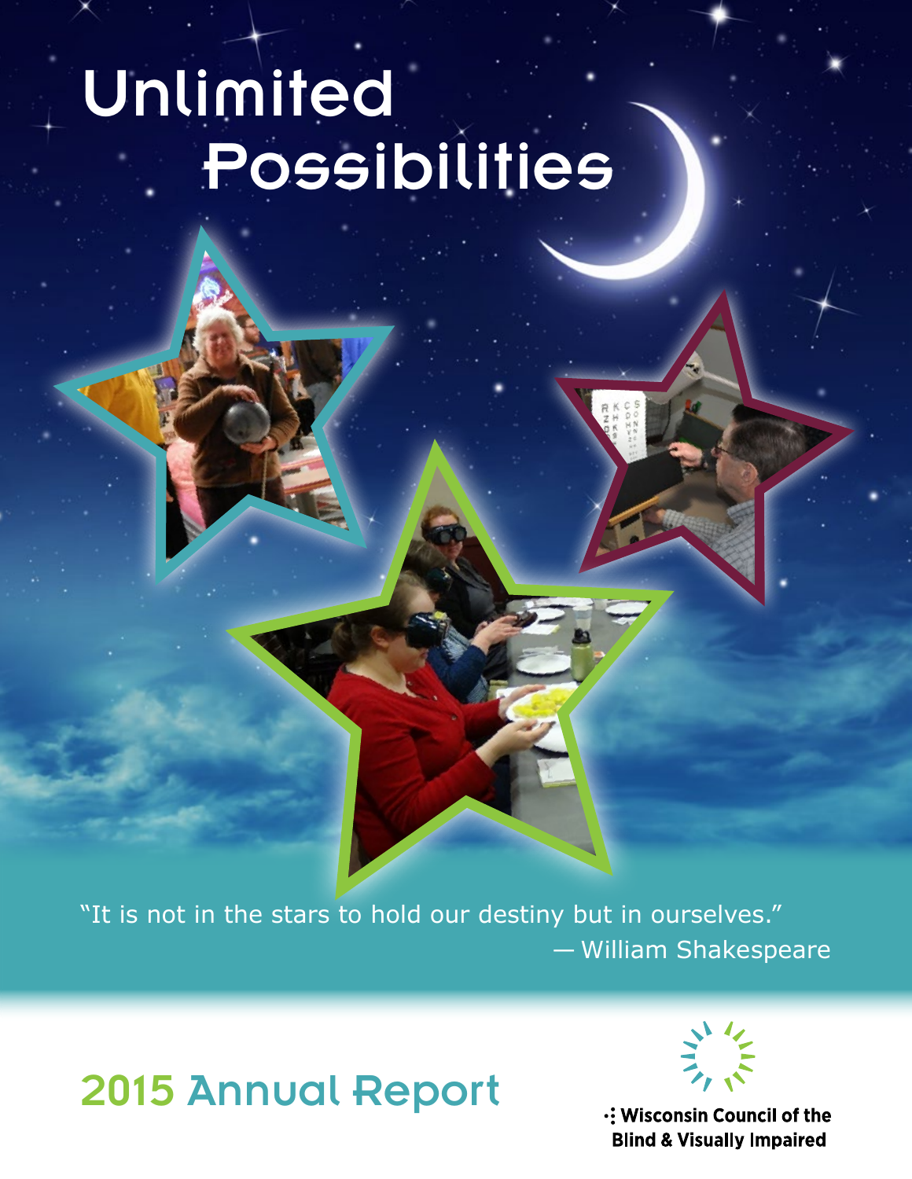# Unlimited Possibilities

"It is not in the stars to hold our destiny but in ourselves."
— William Shakespeare

## 2015 Annual Report

Wisconsin Council of the Blind & Visually Impaired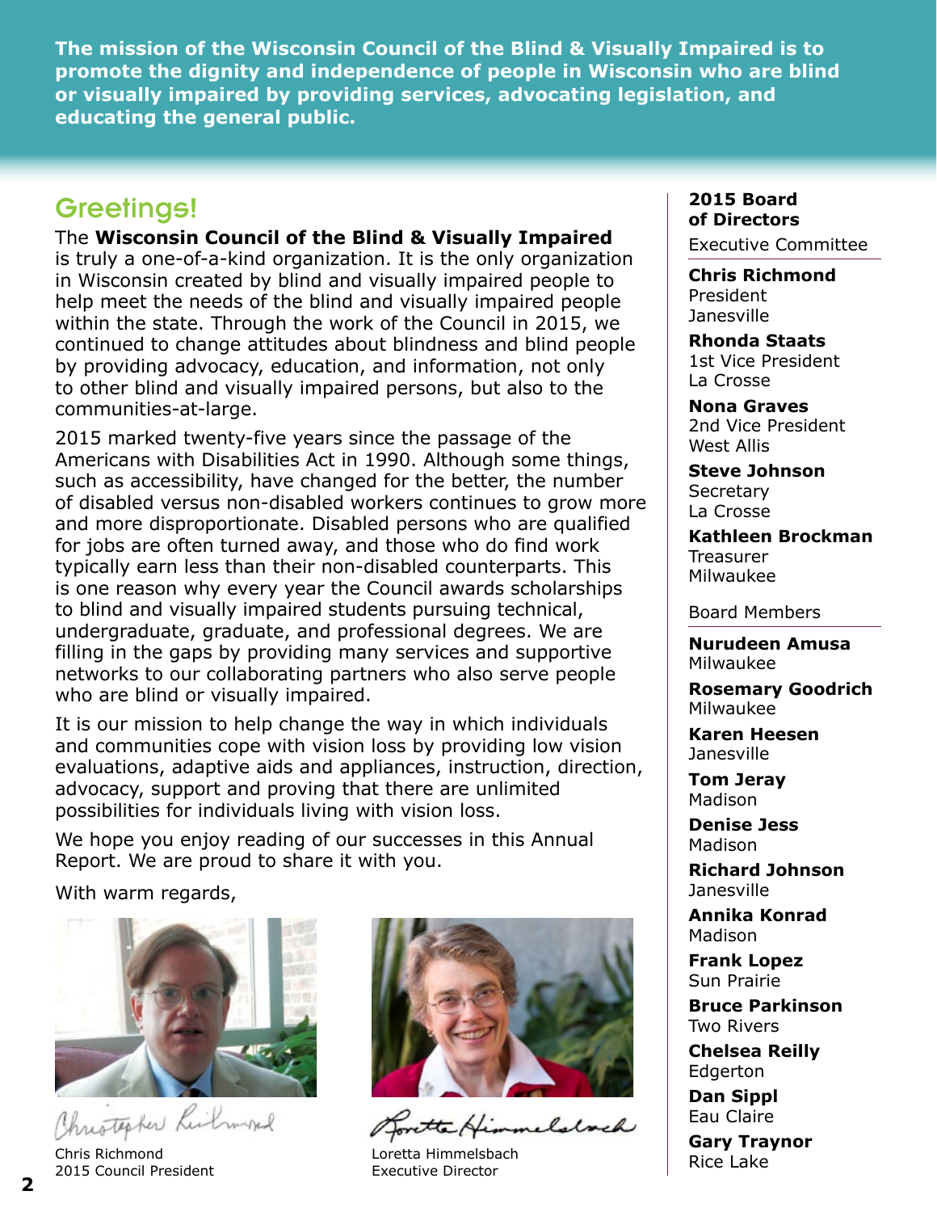**The mission of the Wisconsin Council of the Blind & Visually Impaired is to promote the dignity and independence of people in Wisconsin who are blind or visually impaired by providing services, advocating legislation, and educating the general public.**

## Greetings!

The **Wisconsin Council of the Blind & Visually Impaired** is truly a one-of-a-kind organization. It is the only organization in Wisconsin created by blind and visually impaired people to help meet the needs of the blind and visually impaired people within the state. Through the work of the Council in 2015, we continued to change attitudes about blindness and blind people by providing advocacy, education, and information, not only to other blind and visually impaired persons, but also to the communities-at-large.

2015 marked twenty-five years since the passage of the Americans with Disabilities Act in 1990. Although some things, such as accessibility, have changed for the better, the number of disabled versus non-disabled workers continues to grow more and more disproportionate. Disabled persons who are qualified for jobs are often turned away, and those who do find work typically earn less than their non-disabled counterparts. This is one reason why every year the Council awards scholarships to blind and visually impaired students pursuing technical, undergraduate, graduate, and professional degrees. We are filling in the gaps by providing many services and supportive networks to our collaborating partners who also serve people who are blind or visually impaired.

It is our mission to help change the way in which individuals and communities cope with vision loss by providing low vision evaluations, adaptive aids and appliances, instruction, direction, advocacy, support and proving that there are unlimited possibilities for individuals living with vision loss.

We hope you enjoy reading of our successes in this Annual Report. We are proud to share it with you.

With warm regards,

Chris Richmond
2015 Council President

Loretta Himmelsbach
Executive Director

### 2015 Board of Directors

Executive Committee

**Chris Richmond**
President
Janesville

**Rhonda Staats**
1st Vice President
La Crosse

**Nona Graves**
2nd Vice President
West Allis

**Steve Johnson**
Secretary
La Crosse

**Kathleen Brockman**
Treasurer
Milwaukee

Board Members

**Nurudeen Amusa**
Milwaukee

**Rosemary Goodrich**
Milwaukee

**Karen Heesen**
Janesville

**Tom Jeray**
Madison

**Denise Jess**
Madison

**Richard Johnson**
Janesville

**Annika Konrad**
Madison

**Frank Lopez**
Sun Prairie

**Bruce Parkinson**
Two Rivers

**Chelsea Reilly**
Edgerton

**Dan Sippl**
Eau Claire

**Gary Traynor**
Rice Lake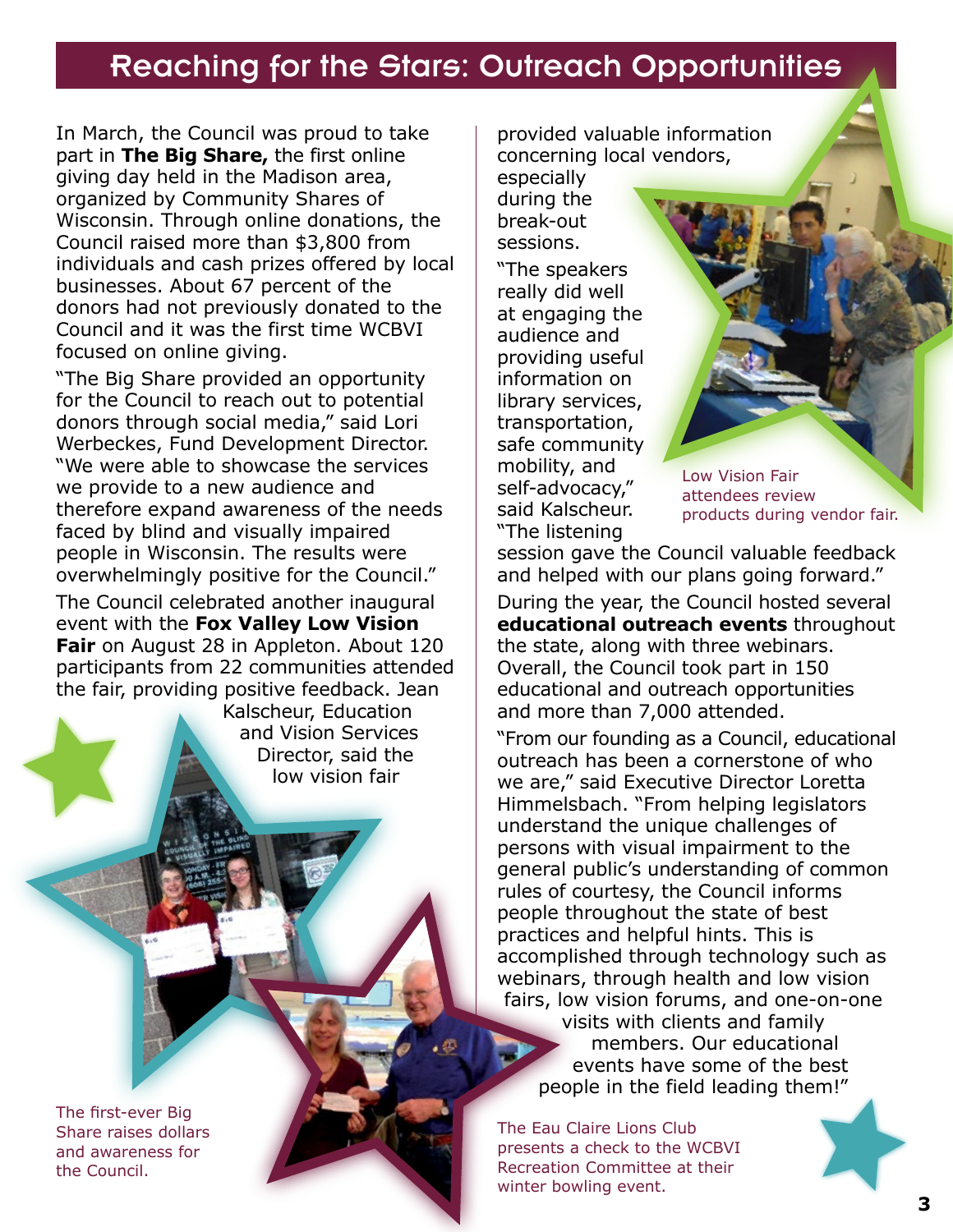# Reaching for the Stars: Outreach Opportunities

In March, the Council was proud to take part in **The Big Share,** the first online giving day held in the Madison area, organized by Community Shares of Wisconsin. Through online donations, the Council raised more than $3,800 from individuals and cash prizes offered by local businesses. About 67 percent of the donors had not previously donated to the Council and it was the first time WCBVI focused on online giving.

"The Big Share provided an opportunity for the Council to reach out to potential donors through social media," said Lori Werbeckes, Fund Development Director. "We were able to showcase the services we provide to a new audience and therefore expand awareness of the needs faced by blind and visually impaired people in Wisconsin. The results were overwhelmingly positive for the Council."

The Council celebrated another inaugural event with the **Fox Valley Low Vision Fair** on August 28 in Appleton. About 120 participants from 22 communities attended the fair, providing positive feedback. Jean Kalscheur, Education and Vision Services Director, said the low vision fair provided valuable information concerning local vendors, especially during the break-out sessions.

"The speakers really did well at engaging the audience and providing useful information on library services, transportation, safe community mobility, and self-advocacy," said Kalscheur. "The listening session gave the Council valuable feedback and helped with our plans going forward."

Low Vision Fair attendees review products during vendor fair.

During the year, the Council hosted several **educational outreach events** throughout the state, along with three webinars. Overall, the Council took part in 150 educational and outreach opportunities and more than 7,000 attended.

"From our founding as a Council, educational outreach has been a cornerstone of who we are," said Executive Director Loretta Himmelsbach. "From helping legislators understand the unique challenges of persons with visual impairment to the general public's understanding of common rules of courtesy, the Council informs people throughout the state of best practices and helpful hints. This is accomplished through technology such as webinars, through health and low vision fairs, low vision forums, and one-on-one visits with clients and family members. Our educational events have some of the best people in the field leading them!"

The first-ever Big Share raises dollars and awareness for the Council.

The Eau Claire Lions Club presents a check to the WCBVI Recreation Committee at their winter bowling event.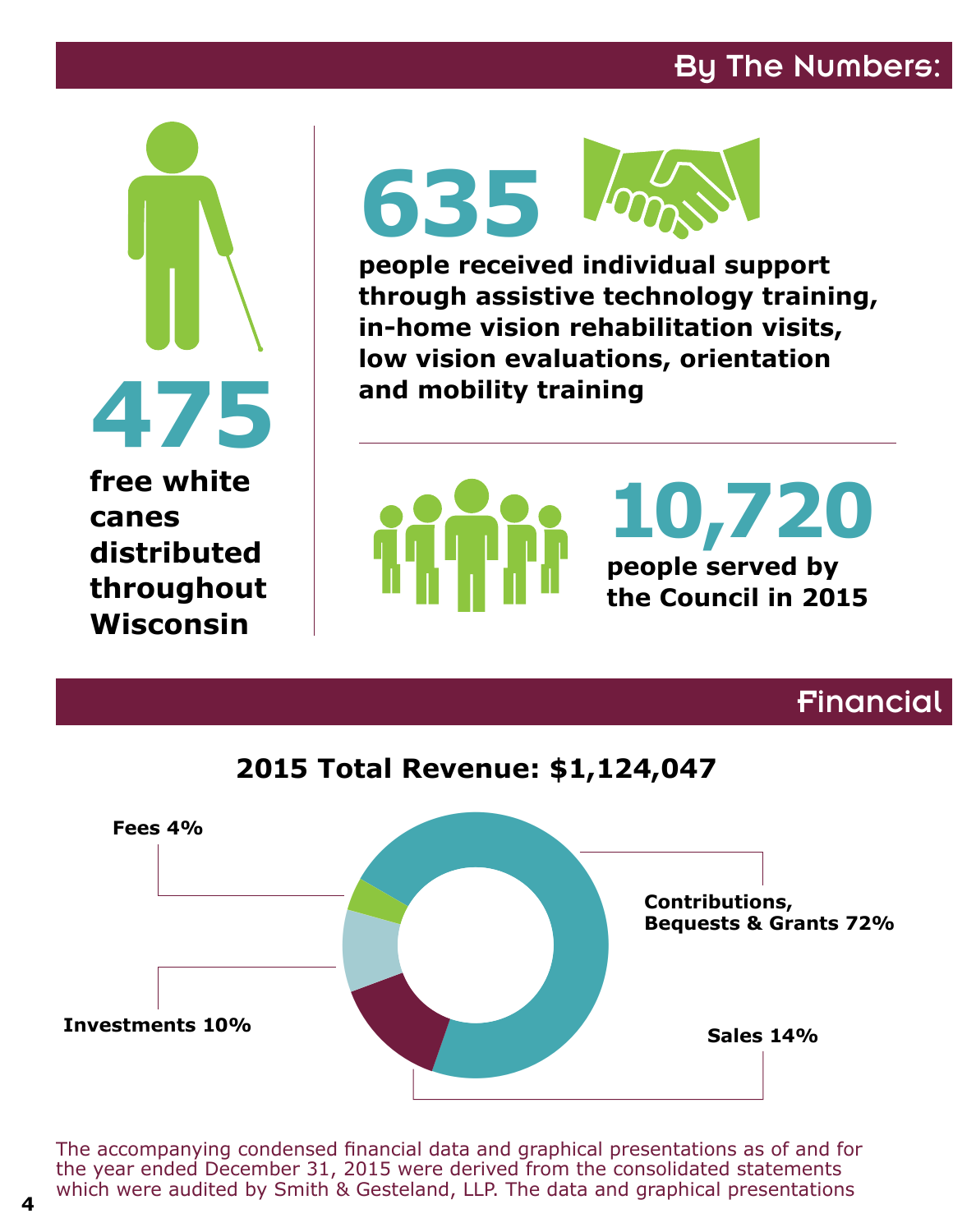## By The Numbers:

**475**

**free white canes distributed throughout Wisconsin**

**635**

**people received individual support through assistive technology training, in-home vision rehabilitation visits, low vision evaluations, orientation and mobility training**

**10,720**

**people served by the Council in 2015**

## Financial

### 2015 Total Revenue: $1,124,047

- **Contributions, Bequests & Grants 72%**
- **Sales 14%**
- **Investments 10%**
- **Fees 4%**

The accompanying condensed financial data and graphical presentations as of and for the year ended December 31, 2015 were derived from the consolidated statements which were audited by Smith & Gesteland, LLP. The data and graphical presentations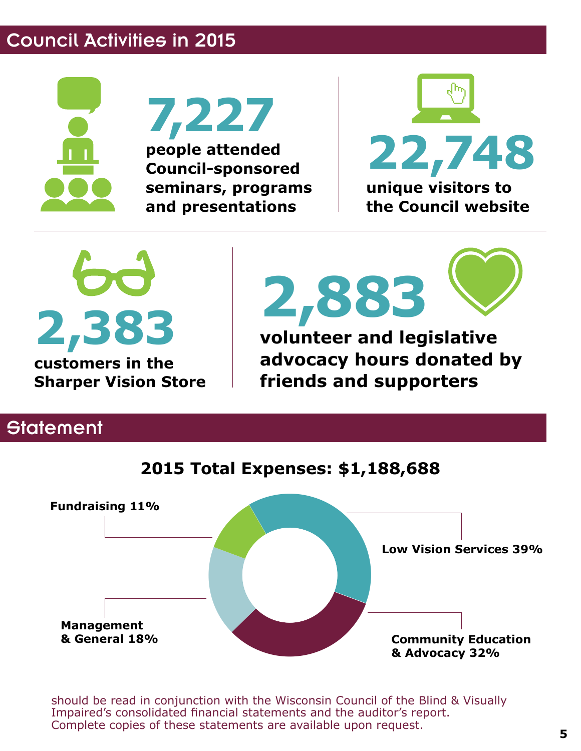## Council Activities in 2015

**7,227**

**people attended Council-sponsored seminars, programs and presentations**

**22,748**

**unique visitors to the Council website**

**2,383**

**customers in the Sharper Vision Store**

**2,883**

**volunteer and legislative advocacy hours donated by friends and supporters**

## Statement

**2015 Total Expenses: $1,188,688**

**Fundraising 11%**

**Low Vision Services 39%**

**Management & General 18%**

**Community Education & Advocacy 32%**

should be read in conjunction with the Wisconsin Council of the Blind & Visually Impaired's consolidated financial statements and the auditor's report. Complete copies of these statements are available upon request.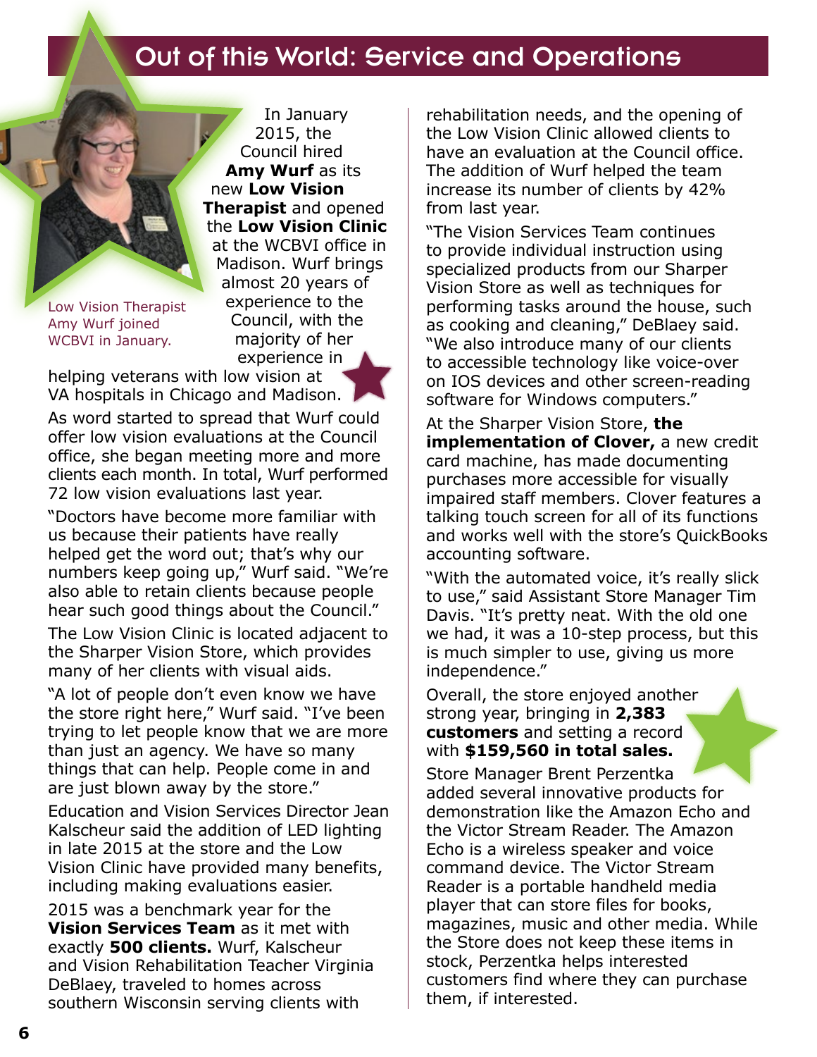# Out of this World: Service and Operations

Low Vision Therapist Amy Wurf joined WCBVI in January.

In January 2015, the Council hired **Amy Wurf** as its new **Low Vision Therapist** and opened the **Low Vision Clinic** at the WCBVI office in Madison. Wurf brings almost 20 years of experience to the Council, with the majority of her experience in helping veterans with low vision at VA hospitals in Chicago and Madison.

As word started to spread that Wurf could offer low vision evaluations at the Council office, she began meeting more and more clients each month. In total, Wurf performed 72 low vision evaluations last year.

"Doctors have become more familiar with us because their patients have really helped get the word out; that's why our numbers keep going up," Wurf said. "We're also able to retain clients because people hear such good things about the Council."

The Low Vision Clinic is located adjacent to the Sharper Vision Store, which provides many of her clients with visual aids.

"A lot of people don't even know we have the store right here," Wurf said. "I've been trying to let people know that we are more than just an agency. We have so many things that can help. People come in and are just blown away by the store."

Education and Vision Services Director Jean Kalscheur said the addition of LED lighting in late 2015 at the store and the Low Vision Clinic have provided many benefits, including making evaluations easier.

2015 was a benchmark year for the **Vision Services Team** as it met with exactly **500 clients.** Wurf, Kalscheur and Vision Rehabilitation Teacher Virginia DeBlaey, traveled to homes across southern Wisconsin serving clients with rehabilitation needs, and the opening of the Low Vision Clinic allowed clients to have an evaluation at the Council office. The addition of Wurf helped the team increase its number of clients by 42% from last year.

"The Vision Services Team continues to provide individual instruction using specialized products from our Sharper Vision Store as well as techniques for performing tasks around the house, such as cooking and cleaning," DeBlaey said. "We also introduce many of our clients to accessible technology like voice-over on IOS devices and other screen-reading software for Windows computers."

At the Sharper Vision Store, **the implementation of Clover,** a new credit card machine, has made documenting purchases more accessible for visually impaired staff members. Clover features a talking touch screen for all of its functions and works well with the store's QuickBooks accounting software.

"With the automated voice, it's really slick to use," said Assistant Store Manager Tim Davis. "It's pretty neat. With the old one we had, it was a 10-step process, but this is much simpler to use, giving us more independence."

Overall, the store enjoyed another strong year, bringing in **2,383 customers** and setting a record with **$159,560 in total sales.**

Store Manager Brent Perzentka added several innovative products for demonstration like the Amazon Echo and the Victor Stream Reader. The Amazon Echo is a wireless speaker and voice command device. The Victor Stream Reader is a portable handheld media player that can store files for books, magazines, music and other media. While the Store does not keep these items in stock, Perzentka helps interested customers find where they can purchase them, if interested.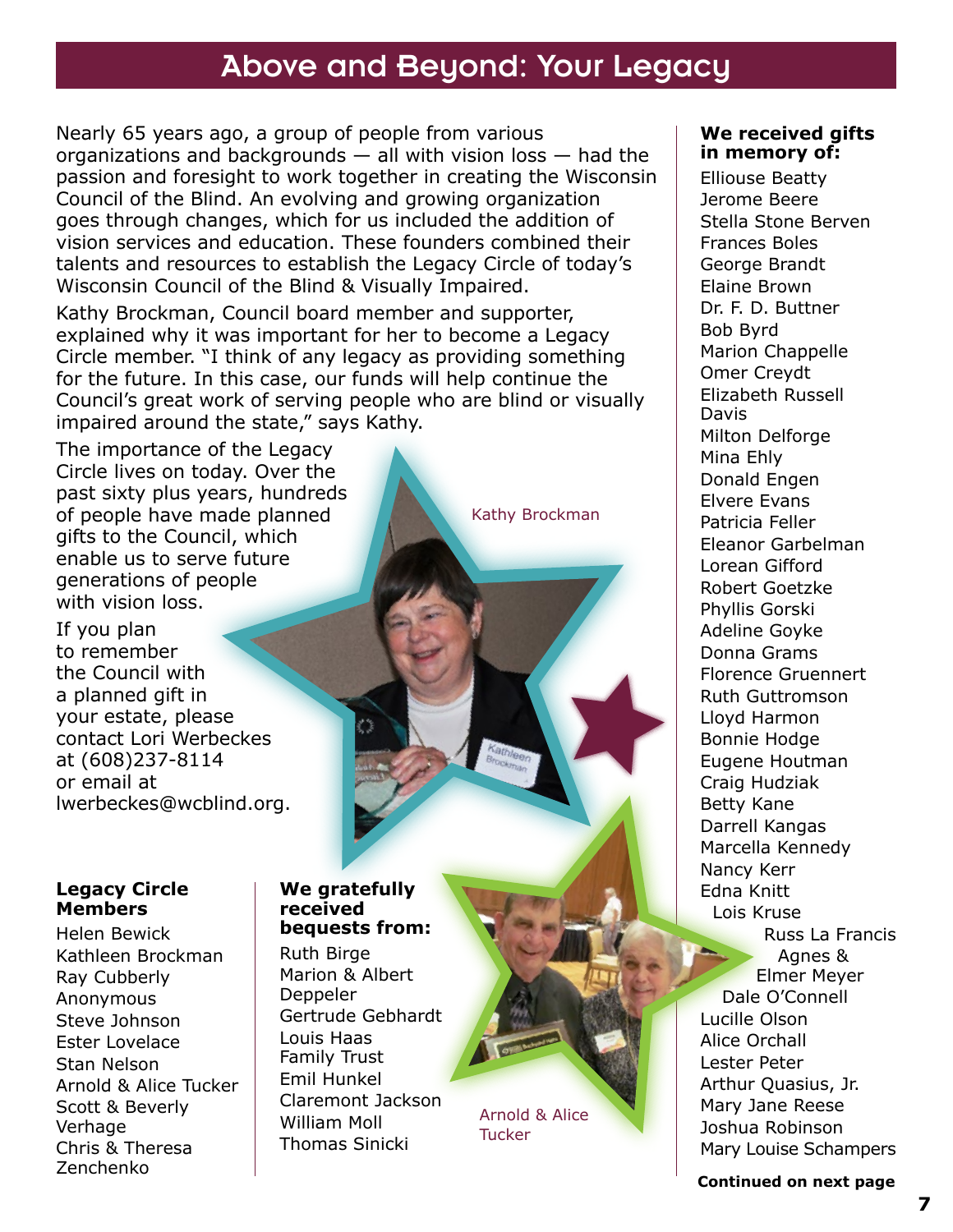# Above and Beyond: Your Legacy

Nearly 65 years ago, a group of people from various organizations and backgrounds — all with vision loss — had the passion and foresight to work together in creating the Wisconsin Council of the Blind. An evolving and growing organization goes through changes, which for us included the addition of vision services and education. These founders combined their talents and resources to establish the Legacy Circle of today's Wisconsin Council of the Blind & Visually Impaired.

Kathy Brockman, Council board member and supporter, explained why it was important for her to become a Legacy Circle member. "I think of any legacy as providing something for the future. In this case, our funds will help continue the Council's great work of serving people who are blind or visually impaired around the state," says Kathy.

The importance of the Legacy Circle lives on today. Over the past sixty plus years, hundreds of people have made planned gifts to the Council, which enable us to serve future generations of people with vision loss.

If you plan to remember the Council with a planned gift in your estate, please contact Lori Werbeckes at (608)237-8114 or email at lwerbeckes@wcblind.org.

Kathy Brockman

### Legacy Circle Members

Helen Bewick
Kathleen Brockman
Ray Cubberly
Anonymous
Steve Johnson
Ester Lovelace
Stan Nelson
Arnold & Alice Tucker
Scott & Beverly Verhage
Chris & Theresa Zenchenko

### We gratefully received bequests from:

Ruth Birge
Marion & Albert Deppeler
Gertrude Gebhardt
Louis Haas Family Trust
Emil Hunkel
Claremont Jackson
William Moll
Thomas Sinicki

Arnold & Alice Tucker

### We received gifts in memory of:

Ellious Beatty
Jerome Beere
Stella Stone Berven
Frances Boles
George Brandt
Elaine Brown
Dr. F. D. Buttner
Bob Byrd
Marion Chappelle
Omer Creydt
Elizabeth Russell Davis
Milton Delforge
Mina Ehly
Donald Engen
Elvere Evans
Patricia Feller
Eleanor Garbelman
Lorean Gifford
Robert Goetzke
Phyllis Gorski
Adeline Goyke
Donna Grams
Florence Gruennert
Ruth Guttromson
Lloyd Harmon
Bonnie Hodge
Eugene Houtman
Craig Hudziak
Betty Kane
Darrell Kangas
Marcella Kennedy
Nancy Kerr
Edna Knitt
Lois Kruse
Russ La Francis
Agnes & Elmer Meyer
Dale O'Connell
Lucille Olson
Alice Orchall
Lester Peter
Arthur Quasius, Jr.
Mary Jane Reese
Joshua Robinson
Mary Louise Schampers

**Continued on next page**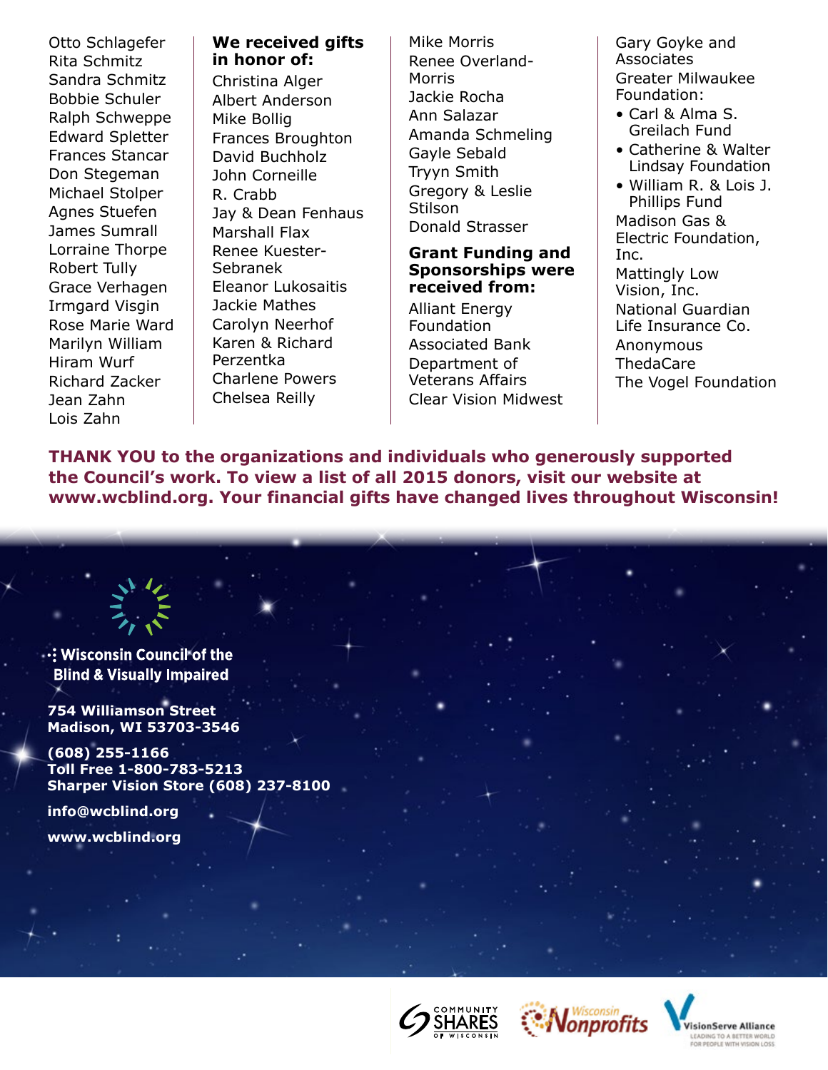Otto Schlagefer
Rita Schmitz
Sandra Schmitz
Bobbie Schuler
Ralph Schweppe
Edward Spletter
Frances Stancar
Don Stegeman
Michael Stolper
Agnes Stuefen
James Sumrall
Lorraine Thorpe
Robert Tully
Grace Verhagen
Irmgard Visgin
Rose Marie Ward
Marilyn William
Hiram Wurf
Richard Zacker
Jean Zahn
Lois Zahn

**We received gifts in honor of:**

Christina Alger
Albert Anderson
Mike Bollig
Frances Broughton
David Buchholz
John Corneille
R. Crabb
Jay & Dean Fenhaus
Marshall Flax
Renee Kuester-Sebranek
Eleanor Lukosaitis
Jackie Mathes
Carolyn Neerhof
Karen & Richard Perzentka
Charlene Powers
Chelsea Reilly
Mike Morris
Renee Overland-Morris
Jackie Rocha
Ann Salazar
Amanda Schmeling
Gayle Sebald
Tryyn Smith
Gregory & Leslie Stilson
Donald Strasser

**Grant Funding and Sponsorships were received from:**

Alliant Energy Foundation
Associated Bank
Department of Veterans Affairs
Clear Vision Midwest
Gary Goyke and Associates
Greater Milwaukee Foundation:

- Carl & Alma S. Greilach Fund
- Catherine & Walter Lindsay Foundation
- William R. & Lois J. Phillips Fund

Madison Gas & Electric Foundation, Inc.
Mattingly Low Vision, Inc.
National Guardian Life Insurance Co.
Anonymous
ThedaCare
The Vogel Foundation

**THANK YOU to the organizations and individuals who generously supported the Council's work. To view a list of all 2015 donors, visit our website at www.wcblind.org. Your financial gifts have changed lives throughout Wisconsin!**

Wisconsin Council of the Blind & Visually Impaired

**754 Williamson Street**
**Madison, WI 53703-3546**

**(608) 255-1166**
**Toll Free 1-800-783-5213**
**Sharper Vision Store (608) 237-8100**

**info@wcblind.org**

**www.wcblind.org**

Community Shares of Wisconsin
Wisconsin Nonprofits
VisionServe Alliance — Leading to a better world for people with vision loss